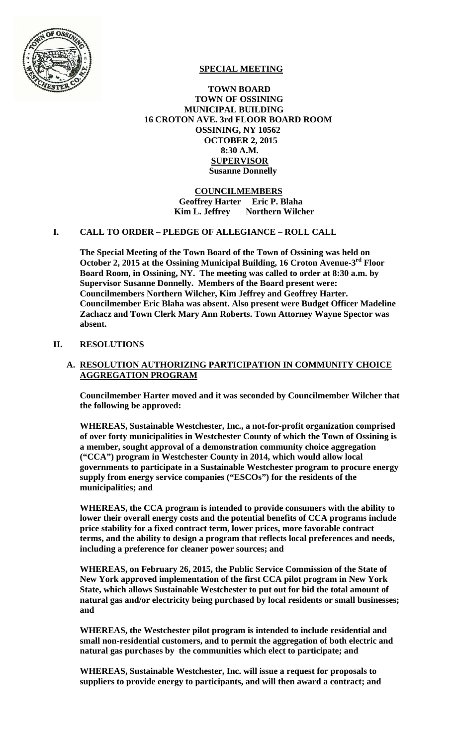# SPECIAL MEETING

**TOWN BOARD**
**TOWN OF OSSINING**
**MUNICIPAL BUILDING**
**16 CROTON AVE. 3rd FLOOR BOARD ROOM**
**OSSINING, NY 10562**
**OCTOBER 2, 2015**
**8:30 A.M.**
**SUPERVISOR**
**Susanne Donnelly**

**COUNCILMEMBERS**
**Geoffrey Harter Eric P. Blaha**
**Kim L. Jeffrey Northern Wilcher**

## I. CALL TO ORDER – PLEDGE OF ALLEGIANCE – ROLL CALL

**The Special Meeting of the Town Board of the Town of Ossining was held on October 2, 2015 at the Ossining Municipal Building, 16 Croton Avenue-3rd Floor Board Room, in Ossining, NY. The meeting was called to order at 8:30 a.m. by Supervisor Susanne Donnelly. Members of the Board present were: Councilmembers Northern Wilcher, Kim Jeffrey and Geoffrey Harter. Councilmember Eric Blaha was absent. Also present were Budget Officer Madeline Zachacz and Town Clerk Mary Ann Roberts. Town Attorney Wayne Spector was absent.**

## II. RESOLUTIONS

### A. RESOLUTION AUTHORIZING PARTICIPATION IN COMMUNITY CHOICE AGGREGATION PROGRAM

**Councilmember Harter moved and it was seconded by Councilmember Wilcher that the following be approved:**

**WHEREAS, Sustainable Westchester, Inc., a not-for-profit organization comprised of over forty municipalities in Westchester County of which the Town of Ossining is a member, sought approval of a demonstration community choice aggregation ("CCA") program in Westchester County in 2014, which would allow local governments to participate in a Sustainable Westchester program to procure energy supply from energy service companies ("ESCOs") for the residents of the municipalities; and**

**WHEREAS, the CCA program is intended to provide consumers with the ability to lower their overall energy costs and the potential benefits of CCA programs include price stability for a fixed contract term, lower prices, more favorable contract terms, and the ability to design a program that reflects local preferences and needs, including a preference for cleaner power sources; and**

**WHEREAS, on February 26, 2015, the Public Service Commission of the State of New York approved implementation of the first CCA pilot program in New York State, which allows Sustainable Westchester to put out for bid the total amount of natural gas and/or electricity being purchased by local residents or small businesses; and**

**WHEREAS, the Westchester pilot program is intended to include residential and small non-residential customers, and to permit the aggregation of both electric and natural gas purchases by the communities which elect to participate; and**

**WHEREAS, Sustainable Westchester, Inc. will issue a request for proposals to suppliers to provide energy to participants, and will then award a contract; and**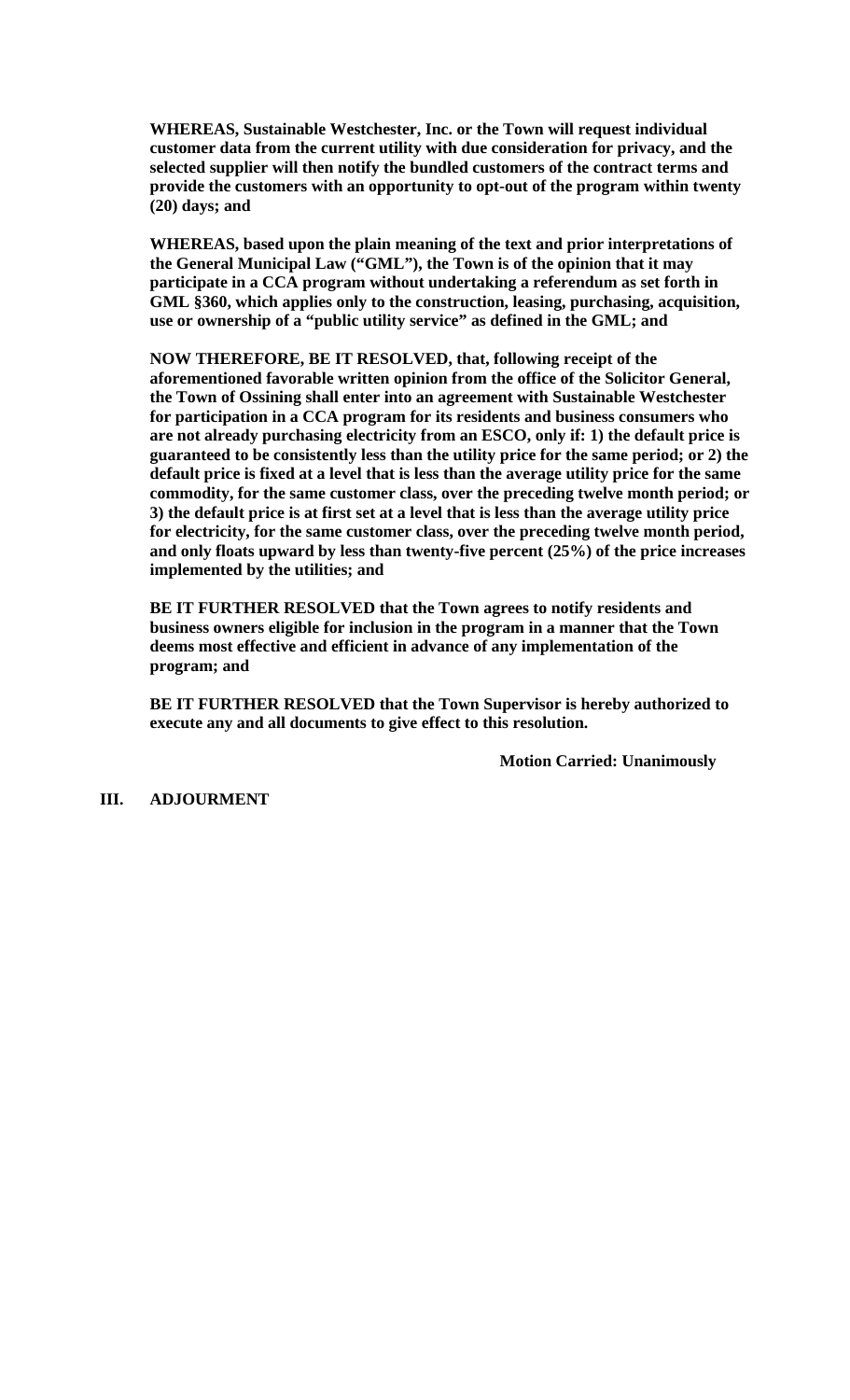**WHEREAS, Sustainable Westchester, Inc. or the Town will request individual customer data from the current utility with due consideration for privacy, and the selected supplier will then notify the bundled customers of the contract terms and provide the customers with an opportunity to opt-out of the program within twenty (20) days; and**

**WHEREAS, based upon the plain meaning of the text and prior interpretations of the General Municipal Law ("GML"), the Town is of the opinion that it may participate in a CCA program without undertaking a referendum as set forth in GML §360, which applies only to the construction, leasing, purchasing, acquisition, use or ownership of a "public utility service" as defined in the GML; and**

**NOW THEREFORE, BE IT RESOLVED, that, following receipt of the aforementioned favorable written opinion from the office of the Solicitor General, the Town of Ossining shall enter into an agreement with Sustainable Westchester for participation in a CCA program for its residents and business consumers who are not already purchasing electricity from an ESCO, only if: 1) the default price is guaranteed to be consistently less than the utility price for the same period; or 2) the default price is fixed at a level that is less than the average utility price for the same commodity, for the same customer class, over the preceding twelve month period; or 3) the default price is at first set at a level that is less than the average utility price for electricity, for the same customer class, over the preceding twelve month period, and only floats upward by less than twenty-five percent (25%) of the price increases implemented by the utilities; and**

**BE IT FURTHER RESOLVED that the Town agrees to notify residents and business owners eligible for inclusion in the program in a manner that the Town deems most effective and efficient in advance of any implementation of the program; and**

**BE IT FURTHER RESOLVED that the Town Supervisor is hereby authorized to execute any and all documents to give effect to this resolution.**

**Motion Carried: Unanimously**

## III. ADJOURMENT